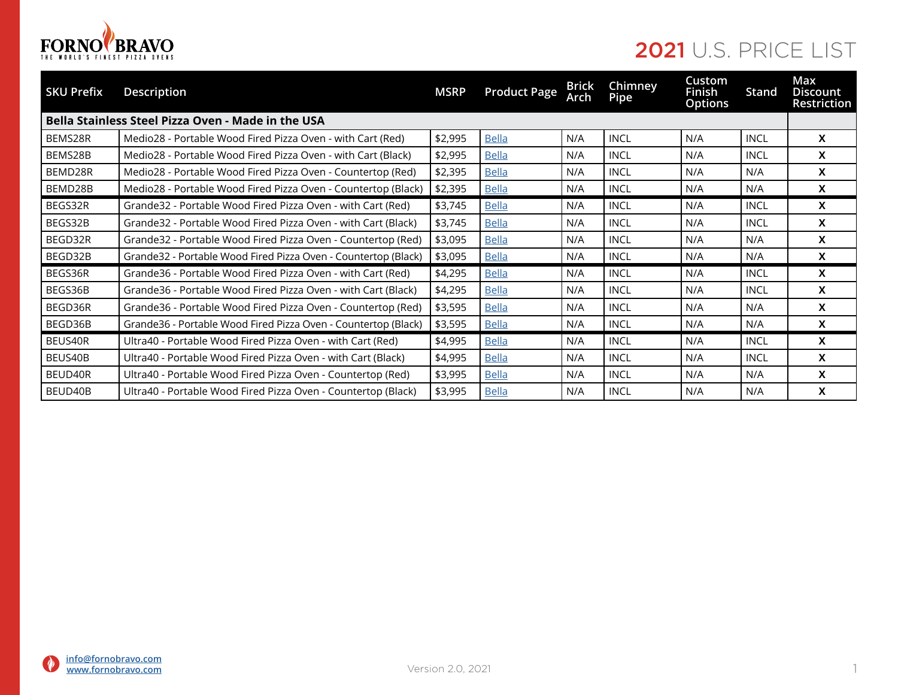# 2021 U.S. PRICE LIST

| SKU Prefix | Description | MSRP | Product Page | Brick Arch | Chimney Pipe | Custom Finish Options | Stand | Max Discount Restriction |
|---|---|---|---|---|---|---|---|---|
| **Bella Stainless Steel Pizza Oven - Made in the USA** | | | | | | | | |
| BEMS28R | Medio28 - Portable Wood Fired Pizza Oven - with Cart (Red) | $2,995 | Bella | N/A | INCL | N/A | INCL | X |
| BEMS28B | Medio28 - Portable Wood Fired Pizza Oven - with Cart (Black) | $2,995 | Bella | N/A | INCL | N/A | INCL | X |
| BEMD28R | Medio28 - Portable Wood Fired Pizza Oven - Countertop (Red) | $2,395 | Bella | N/A | INCL | N/A | N/A | X |
| BEMD28B | Medio28 - Portable Wood Fired Pizza Oven - Countertop (Black) | $2,395 | Bella | N/A | INCL | N/A | N/A | X |
| BEGS32R | Grande32 - Portable Wood Fired Pizza Oven - with Cart (Red) | $3,745 | Bella | N/A | INCL | N/A | INCL | X |
| BEGS32B | Grande32 - Portable Wood Fired Pizza Oven - with Cart (Black) | $3,745 | Bella | N/A | INCL | N/A | INCL | X |
| BEGD32R | Grande32 - Portable Wood Fired Pizza Oven - Countertop (Red) | $3,095 | Bella | N/A | INCL | N/A | N/A | X |
| BEGD32B | Grande32 - Portable Wood Fired Pizza Oven - Countertop (Black) | $3,095 | Bella | N/A | INCL | N/A | N/A | X |
| BEGS36R | Grande36 - Portable Wood Fired Pizza Oven - with Cart (Red) | $4,295 | Bella | N/A | INCL | N/A | INCL | X |
| BEGS36B | Grande36 - Portable Wood Fired Pizza Oven - with Cart (Black) | $4,295 | Bella | N/A | INCL | N/A | INCL | X |
| BEGD36R | Grande36 - Portable Wood Fired Pizza Oven - Countertop (Red) | $3,595 | Bella | N/A | INCL | N/A | N/A | X |
| BEGD36B | Grande36 - Portable Wood Fired Pizza Oven - Countertop (Black) | $3,595 | Bella | N/A | INCL | N/A | N/A | X |
| BEUS40R | Ultra40 - Portable Wood Fired Pizza Oven - with Cart (Red) | $4,995 | Bella | N/A | INCL | N/A | INCL | X |
| BEUS40B | Ultra40 - Portable Wood Fired Pizza Oven - with Cart (Black) | $4,995 | Bella | N/A | INCL | N/A | INCL | X |
| BEUD40R | Ultra40 - Portable Wood Fired Pizza Oven - Countertop (Red) | $3,995 | Bella | N/A | INCL | N/A | N/A | X |
| BEUD40B | Ultra40 - Portable Wood Fired Pizza Oven - Countertop (Black) | $3,995 | Bella | N/A | INCL | N/A | N/A | X |

info@fornobravo.com
www.fornobravo.com

Version 2.0, 2021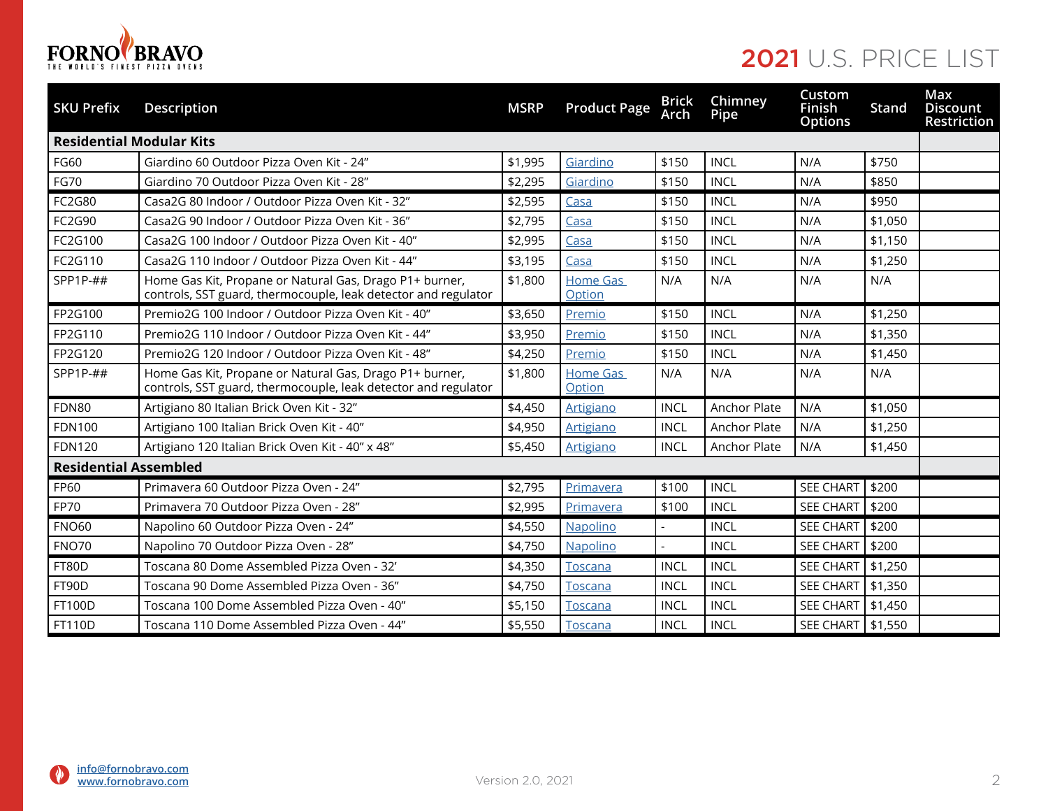# 2021 U.S. PRICE LIST

| SKU Prefix | Description | MSRP | Product Page | Brick Arch | Chimney Pipe | Custom Finish Options | Stand | Max Discount Restriction |
|---|---|---|---|---|---|---|---|---|
| **Residential Modular Kits** | | | | | | | | |
| FG60 | Giardino 60 Outdoor Pizza Oven Kit - 24" | $1,995 | Giardino | $150 | INCL | N/A | $750 | |
| FG70 | Giardino 70 Outdoor Pizza Oven Kit - 28" | $2,295 | Giardino | $150 | INCL | N/A | $850 | |
| FC2G80 | Casa2G 80 Indoor / Outdoor Pizza Oven Kit - 32" | $2,595 | Casa | $150 | INCL | N/A | $950 | |
| FC2G90 | Casa2G 90 Indoor / Outdoor Pizza Oven Kit - 36" | $2,795 | Casa | $150 | INCL | N/A | $1,050 | |
| FC2G100 | Casa2G 100 Indoor / Outdoor Pizza Oven Kit - 40" | $2,995 | Casa | $150 | INCL | N/A | $1,150 | |
| FC2G110 | Casa2G 110 Indoor / Outdoor Pizza Oven Kit - 44" | $3,195 | Casa | $150 | INCL | N/A | $1,250 | |
| SPP1P-## | Home Gas Kit, Propane or Natural Gas, Drago P1+ burner, controls, SST guard, thermocouple, leak detector and regulator | $1,800 | Home Gas Option | N/A | N/A | N/A | N/A | |
| FP2G100 | Premio2G 100 Indoor / Outdoor Pizza Oven Kit - 40" | $3,650 | Premio | $150 | INCL | N/A | $1,250 | |
| FP2G110 | Premio2G 110 Indoor / Outdoor Pizza Oven Kit - 44" | $3,950 | Premio | $150 | INCL | N/A | $1,350 | |
| FP2G120 | Premio2G 120 Indoor / Outdoor Pizza Oven Kit - 48" | $4,250 | Premio | $150 | INCL | N/A | $1,450 | |
| SPP1P-## | Home Gas Kit, Propane or Natural Gas, Drago P1+ burner, controls, SST guard, thermocouple, leak detector and regulator | $1,800 | Home Gas Option | N/A | N/A | N/A | N/A | |
| FDN80 | Artigiano 80 Italian Brick Oven Kit - 32" | $4,450 | Artigiano | INCL | Anchor Plate | N/A | $1,050 | |
| FDN100 | Artigiano 100 Italian Brick Oven Kit - 40" | $4,950 | Artigiano | INCL | Anchor Plate | N/A | $1,250 | |
| FDN120 | Artigiano 120 Italian Brick Oven Kit - 40" x 48" | $5,450 | Artigiano | INCL | Anchor Plate | N/A | $1,450 | |
| **Residential Assembled** | | | | | | | | |
| FP60 | Primavera 60 Outdoor Pizza Oven - 24" | $2,795 | Primavera | $100 | INCL | SEE CHART | $200 | |
| FP70 | Primavera 70 Outdoor Pizza Oven - 28" | $2,995 | Primavera | $100 | INCL | SEE CHART | $200 | |
| FNO60 | Napolino 60 Outdoor Pizza Oven - 24" | $4,550 | Napolino | - | INCL | SEE CHART | $200 | |
| FNO70 | Napolino 70 Outdoor Pizza Oven - 28" | $4,750 | Napolino | - | INCL | SEE CHART | $200 | |
| FT80D | Toscana 80 Dome Assembled Pizza Oven - 32' | $4,350 | Toscana | INCL | INCL | SEE CHART | $1,250 | |
| FT90D | Toscana 90 Dome Assembled Pizza Oven - 36" | $4,750 | Toscana | INCL | INCL | SEE CHART | $1,350 | |
| FT100D | Toscana 100 Dome Assembled Pizza Oven - 40" | $5,150 | Toscana | INCL | INCL | SEE CHART | $1,450 | |
| FT110D | Toscana 110 Dome Assembled Pizza Oven - 44" | $5,550 | Toscana | INCL | INCL | SEE CHART | $1,550 | |

info@fornobravo.com
www.fornobravo.com

Version 2.0, 2021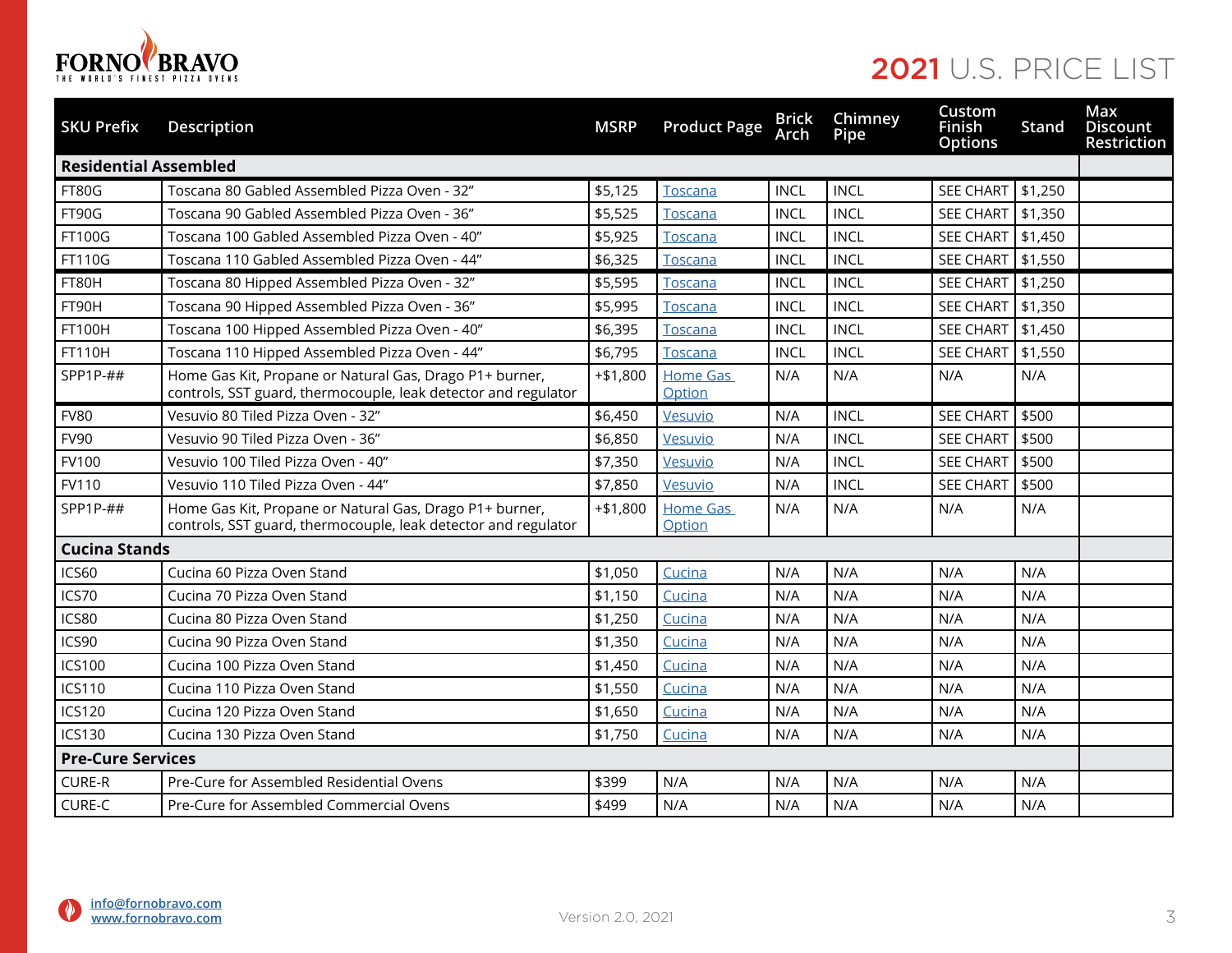# 2021 U.S. PRICE LIST

| SKU Prefix | Description | MSRP | Product Page | Brick Arch | Chimney Pipe | Custom Finish Options | Stand | Max Discount Restriction |
|---|---|---|---|---|---|---|---|---|
| **Residential Assembled** | | | | | | | | |
| FT80G | Toscana 80 Gabled Assembled Pizza Oven - 32" | $5,125 | Toscana | INCL | INCL | SEE CHART | $1,250 | |
| FT90G | Toscana 90 Gabled Assembled Pizza Oven - 36" | $5,525 | Toscana | INCL | INCL | SEE CHART | $1,350 | |
| FT100G | Toscana 100 Gabled Assembled Pizza Oven - 40" | $5,925 | Toscana | INCL | INCL | SEE CHART | $1,450 | |
| FT110G | Toscana 110 Gabled Assembled Pizza Oven - 44" | $6,325 | Toscana | INCL | INCL | SEE CHART | $1,550 | |
| FT80H | Toscana 80 Hipped Assembled Pizza Oven - 32" | $5,595 | Toscana | INCL | INCL | SEE CHART | $1,250 | |
| FT90H | Toscana 90 Hipped Assembled Pizza Oven - 36" | $5,995 | Toscana | INCL | INCL | SEE CHART | $1,350 | |
| FT100H | Toscana 100 Hipped Assembled Pizza Oven - 40" | $6,395 | Toscana | INCL | INCL | SEE CHART | $1,450 | |
| FT110H | Toscana 110 Hipped Assembled Pizza Oven - 44" | $6,795 | Toscana | INCL | INCL | SEE CHART | $1,550 | |
| SPP1P-## | Home Gas Kit, Propane or Natural Gas, Drago P1+ burner, controls, SST guard, thermocouple, leak detector and regulator | +$1,800 | Home Gas Option | N/A | N/A | N/A | N/A | |
| FV80 | Vesuvio 80 Tiled Pizza Oven - 32" | $6,450 | Vesuvio | N/A | INCL | SEE CHART | $500 | |
| FV90 | Vesuvio 90 Tiled Pizza Oven - 36" | $6,850 | Vesuvio | N/A | INCL | SEE CHART | $500 | |
| FV100 | Vesuvio 100 Tiled Pizza Oven - 40" | $7,350 | Vesuvio | N/A | INCL | SEE CHART | $500 | |
| FV110 | Vesuvio 110 Tiled Pizza Oven - 44" | $7,850 | Vesuvio | N/A | INCL | SEE CHART | $500 | |
| SPP1P-## | Home Gas Kit, Propane or Natural Gas, Drago P1+ burner, controls, SST guard, thermocouple, leak detector and regulator | +$1,800 | Home Gas Option | N/A | N/A | N/A | N/A | |
| **Cucina Stands** | | | | | | | | |
| ICS60 | Cucina 60 Pizza Oven Stand | $1,050 | Cucina | N/A | N/A | N/A | N/A | |
| ICS70 | Cucina 70 Pizza Oven Stand | $1,150 | Cucina | N/A | N/A | N/A | N/A | |
| ICS80 | Cucina 80 Pizza Oven Stand | $1,250 | Cucina | N/A | N/A | N/A | N/A | |
| ICS90 | Cucina 90 Pizza Oven Stand | $1,350 | Cucina | N/A | N/A | N/A | N/A | |
| ICS100 | Cucina 100 Pizza Oven Stand | $1,450 | Cucina | N/A | N/A | N/A | N/A | |
| ICS110 | Cucina 110 Pizza Oven Stand | $1,550 | Cucina | N/A | N/A | N/A | N/A | |
| ICS120 | Cucina 120 Pizza Oven Stand | $1,650 | Cucina | N/A | N/A | N/A | N/A | |
| ICS130 | Cucina 130 Pizza Oven Stand | $1,750 | Cucina | N/A | N/A | N/A | N/A | |
| **Pre-Cure Services** | | | | | | | | |
| CURE-R | Pre-Cure for Assembled Residential Ovens | $399 | N/A | N/A | N/A | N/A | N/A | |
| CURE-C | Pre-Cure for Assembled Commercial Ovens | $499 | N/A | N/A | N/A | N/A | N/A | |

info@fornobravo.com
www.fornobravo.com

Version 2.0, 2021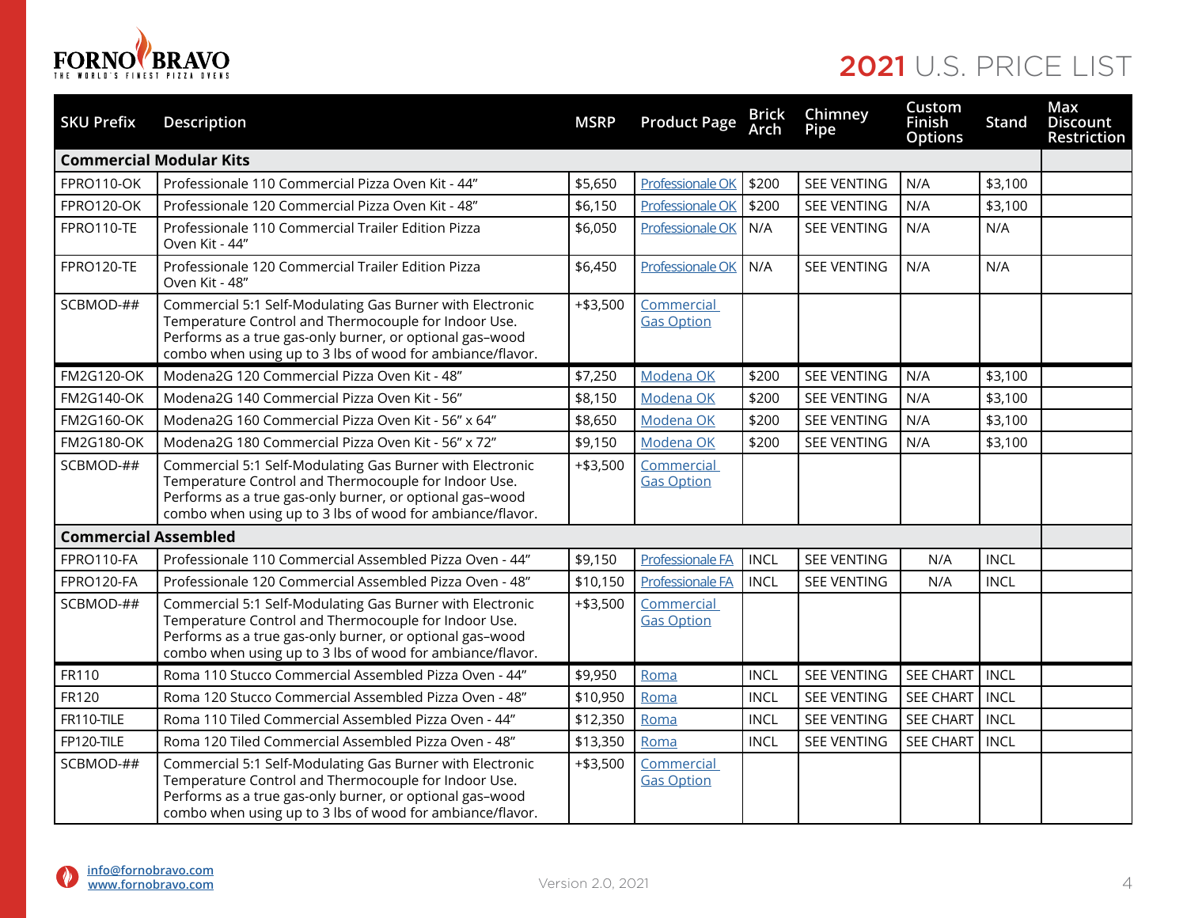# 2021 U.S. PRICE LIST

| SKU Prefix | Description | MSRP | Product Page | Brick Arch | Chimney Pipe | Custom Finish Options | Stand | Max Discount Restriction |
|---|---|---|---|---|---|---|---|---|
| **Commercial Modular Kits** | | | | | | | | |
| FPRO110-OK | Professionale 110 Commercial Pizza Oven Kit - 44” | $5,650 | Professionale OK | $200 | SEE VENTING | N/A | $3,100 | |
| FPRO120-OK | Professionale 120 Commercial Pizza Oven Kit - 48” | $6,150 | Professionale OK | $200 | SEE VENTING | N/A | $3,100 | |
| FPRO110-TE | Professionale 110 Commercial Trailer Edition Pizza Oven Kit - 44” | $6,050 | Professionale OK | N/A | SEE VENTING | N/A | N/A | |
| FPRO120-TE | Professionale 120 Commercial Trailer Edition Pizza Oven Kit - 48” | $6,450 | Professionale OK | N/A | SEE VENTING | N/A | N/A | |
| SCBMOD-## | Commercial 5:1 Self-Modulating Gas Burner with Electronic Temperature Control and Thermocouple for Indoor Use. Performs as a true gas-only burner, or optional gas–wood combo when using up to 3 lbs of wood for ambiance/flavor. | +$3,500 | Commercial Gas Option | | | | | |
| FM2G120-OK | Modena2G 120 Commercial Pizza Oven Kit - 48” | $7,250 | Modena OK | $200 | SEE VENTING | N/A | $3,100 | |
| FM2G140-OK | Modena2G 140 Commercial Pizza Oven Kit - 56” | $8,150 | Modena OK | $200 | SEE VENTING | N/A | $3,100 | |
| FM2G160-OK | Modena2G 160 Commercial Pizza Oven Kit - 56” x 64” | $8,650 | Modena OK | $200 | SEE VENTING | N/A | $3,100 | |
| FM2G180-OK | Modena2G 180 Commercial Pizza Oven Kit - 56” x 72” | $9,150 | Modena OK | $200 | SEE VENTING | N/A | $3,100 | |
| SCBMOD-## | Commercial 5:1 Self-Modulating Gas Burner with Electronic Temperature Control and Thermocouple for Indoor Use. Performs as a true gas-only burner, or optional gas–wood combo when using up to 3 lbs of wood for ambiance/flavor. | +$3,500 | Commercial Gas Option | | | | | |
| **Commercial Assembled** | | | | | | | | |
| FPRO110-FA | Professionale 110 Commercial Assembled Pizza Oven - 44” | $9,150 | Professionale FA | INCL | SEE VENTING | N/A | INCL | |
| FPRO120-FA | Professionale 120 Commercial Assembled Pizza Oven - 48” | $10,150 | Professionale FA | INCL | SEE VENTING | N/A | INCL | |
| SCBMOD-## | Commercial 5:1 Self-Modulating Gas Burner with Electronic Temperature Control and Thermocouple for Indoor Use. Performs as a true gas-only burner, or optional gas–wood combo when using up to 3 lbs of wood for ambiance/flavor. | +$3,500 | Commercial Gas Option | | | | | |
| FR110 | Roma 110 Stucco Commercial Assembled Pizza Oven - 44” | $9,950 | Roma | INCL | SEE VENTING | SEE CHART | INCL | |
| FR120 | Roma 120 Stucco Commercial Assembled Pizza Oven - 48” | $10,950 | Roma | INCL | SEE VENTING | SEE CHART | INCL | |
| FR110-TILE | Roma 110 Tiled Commercial Assembled Pizza Oven - 44” | $12,350 | Roma | INCL | SEE VENTING | SEE CHART | INCL | |
| FP120-TILE | Roma 120 Tiled Commercial Assembled Pizza Oven - 48” | $13,350 | Roma | INCL | SEE VENTING | SEE CHART | INCL | |
| SCBMOD-## | Commercial 5:1 Self-Modulating Gas Burner with Electronic Temperature Control and Thermocouple for Indoor Use. Performs as a true gas-only burner, or optional gas–wood combo when using up to 3 lbs of wood for ambiance/flavor. | +$3,500 | Commercial Gas Option | | | | | |

info@fornobravo.com
www.fornobravo.com

Version 2.0, 2021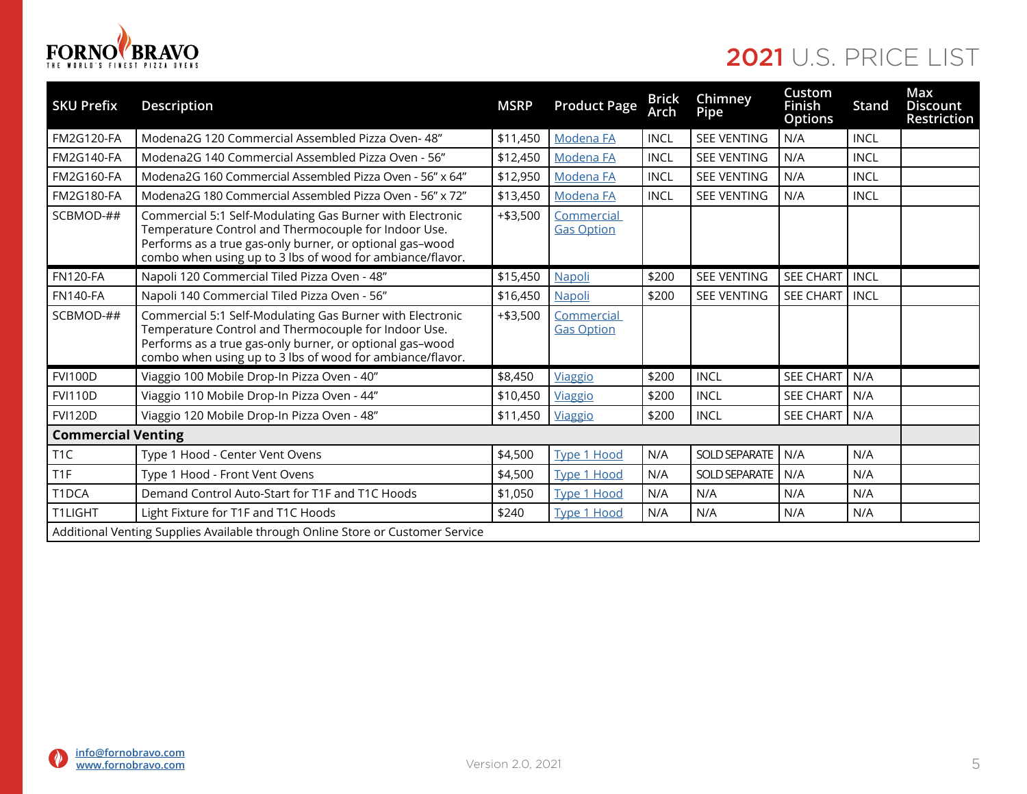# 2021 U.S. PRICE LIST

| SKU Prefix | Description | MSRP | Product Page | Brick Arch | Chimney Pipe | Custom Finish Options | Stand | Max Discount Restriction |
|---|---|---|---|---|---|---|---|---|
| FM2G120-FA | Modena2G 120 Commercial Assembled Pizza Oven- 48" | $11,450 | Modena FA | INCL | SEE VENTING | N/A | INCL | |
| FM2G140-FA | Modena2G 140 Commercial Assembled Pizza Oven - 56" | $12,450 | Modena FA | INCL | SEE VENTING | N/A | INCL | |
| FM2G160-FA | Modena2G 160 Commercial Assembled Pizza Oven - 56" x 64" | $12,950 | Modena FA | INCL | SEE VENTING | N/A | INCL | |
| FM2G180-FA | Modena2G 180 Commercial Assembled Pizza Oven - 56" x 72" | $13,450 | Modena FA | INCL | SEE VENTING | N/A | INCL | |
| SCBMOD-## | Commercial 5:1 Self-Modulating Gas Burner with Electronic Temperature Control and Thermocouple for Indoor Use. Performs as a true gas-only burner, or optional gas–wood combo when using up to 3 lbs of wood for ambiance/flavor. | +$3,500 | Commercial Gas Option | | | | | |
| FN120-FA | Napoli 120 Commercial Tiled Pizza Oven - 48" | $15,450 | Napoli | $200 | SEE VENTING | SEE CHART | INCL | |
| FN140-FA | Napoli 140 Commercial Tiled Pizza Oven - 56" | $16,450 | Napoli | $200 | SEE VENTING | SEE CHART | INCL | |
| SCBMOD-## | Commercial 5:1 Self-Modulating Gas Burner with Electronic Temperature Control and Thermocouple for Indoor Use. Performs as a true gas-only burner, or optional gas–wood combo when using up to 3 lbs of wood for ambiance/flavor. | +$3,500 | Commercial Gas Option | | | | | |
| FVI100D | Viaggio 100 Mobile Drop-In Pizza Oven - 40" | $8,450 | Viaggio | $200 | INCL | SEE CHART | N/A | |
| FVI110D | Viaggio 110 Mobile Drop-In Pizza Oven - 44" | $10,450 | Viaggio | $200 | INCL | SEE CHART | N/A | |
| FVI120D | Viaggio 120 Mobile Drop-In Pizza Oven - 48" | $11,450 | Viaggio | $200 | INCL | SEE CHART | N/A | |
| **Commercial Venting** | | | | | | | | |
| T1C | Type 1 Hood - Center Vent Ovens | $4,500 | Type 1 Hood | N/A | SOLD SEPARATE | N/A | N/A | |
| T1F | Type 1 Hood - Front Vent Ovens | $4,500 | Type 1 Hood | N/A | SOLD SEPARATE | N/A | N/A | |
| T1DCA | Demand Control Auto-Start for T1F and T1C Hoods | $1,050 | Type 1 Hood | N/A | N/A | N/A | N/A | |
| T1LIGHT | Light Fixture for T1F and T1C Hoods | $240 | Type 1 Hood | N/A | N/A | N/A | N/A | |
| Additional Venting Supplies Available through Online Store or Customer Service | | | | | | | | |

info@fornobravo.com
www.fornobravo.com

Version 2.0, 2021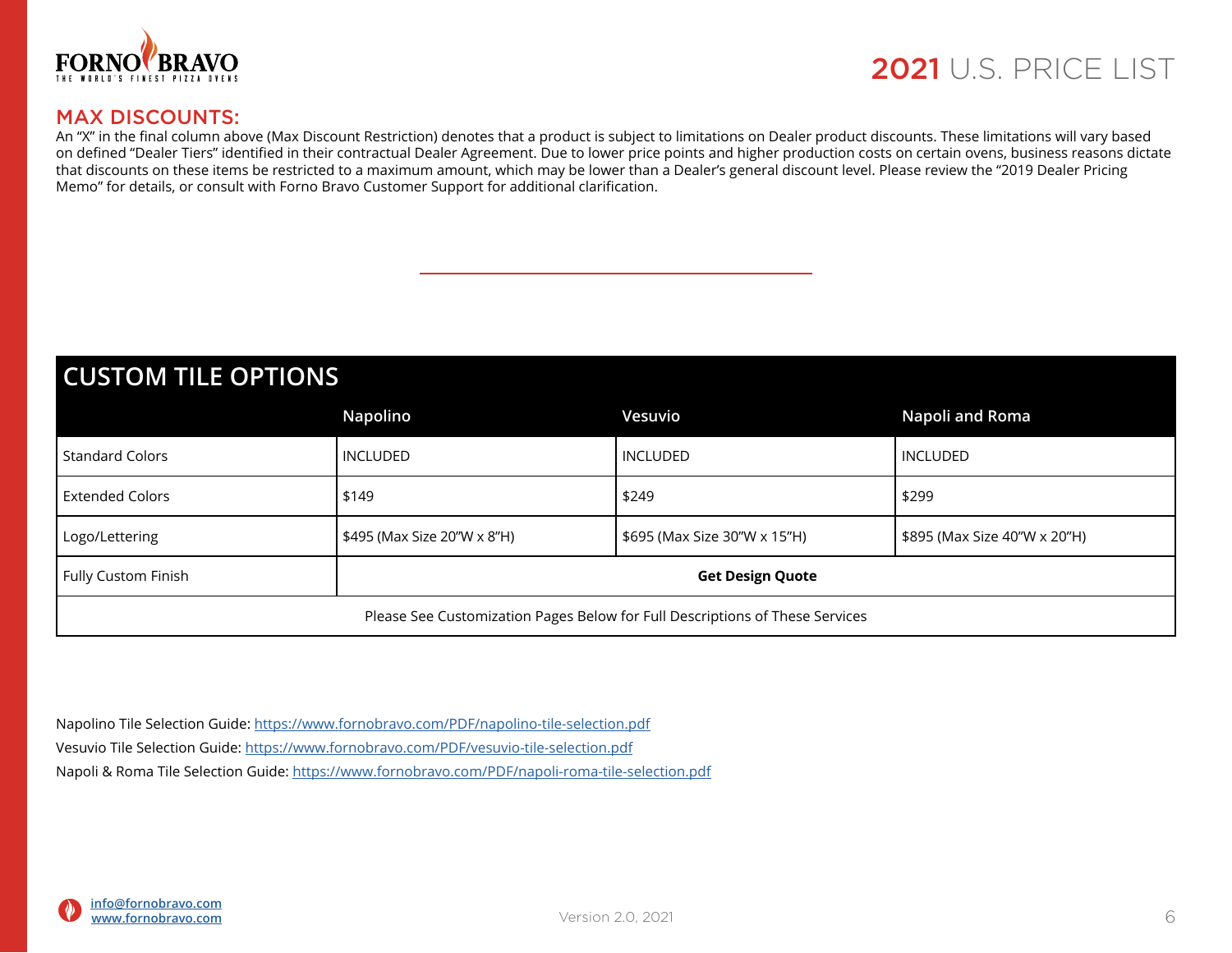## MAX DISCOUNTS:

An "X" in the final column above (Max Discount Restriction) denotes that a product is subject to limitations on Dealer product discounts. These limitations will vary based on defined "Dealer Tiers" identified in their contractual Dealer Agreement. Due to lower price points and higher production costs on certain ovens, business reasons dictate that discounts on these items be restricted to a maximum amount, which may be lower than a Dealer's general discount level. Please review the "2019 Dealer Pricing Memo" for details, or consult with Forno Bravo Customer Support for additional clarification.

## CUSTOM TILE OPTIONS

| | Napolino | Vesuvio | Napoli and Roma |
|---|---|---|---|
| Standard Colors | INCLUDED | INCLUDED | INCLUDED |
| Extended Colors | $149 | $249 | $299 |
| Logo/Lettering | $495 (Max Size 20"W x 8"H) | $695 (Max Size 30"W x 15"H) | $895 (Max Size 40"W x 20"H) |
| Fully Custom Finish | **Get Design Quote** | | |
| Please See Customization Pages Below for Full Descriptions of These Services | | | |

Napolino Tile Selection Guide: https://www.fornobravo.com/PDF/napolino-tile-selection.pdf

Vesuvio Tile Selection Guide: https://www.fornobravo.com/PDF/vesuvio-tile-selection.pdf

Napoli & Roma Tile Selection Guide: https://www.fornobravo.com/PDF/napoli-roma-tile-selection.pdf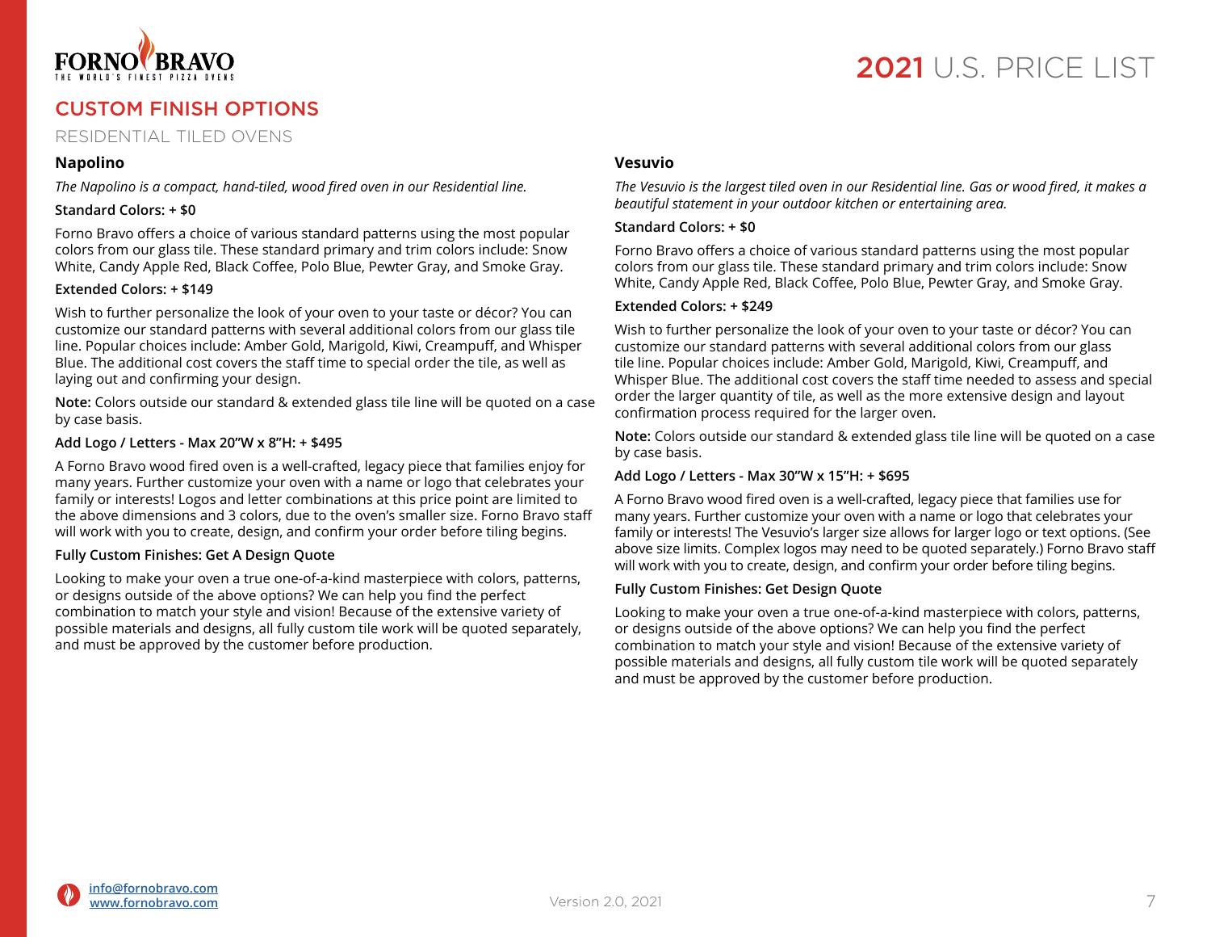# CUSTOM FINISH OPTIONS

## RESIDENTIAL TILED OVENS

### Napolino

*The Napolino is a compact, hand-tiled, wood fired oven in our Residential line.*

**Standard Colors: + $0**

Forno Bravo offers a choice of various standard patterns using the most popular colors from our glass tile. These standard primary and trim colors include: Snow White, Candy Apple Red, Black Coffee, Polo Blue, Pewter Gray, and Smoke Gray.

**Extended Colors: + $149**

Wish to further personalize the look of your oven to your taste or décor? You can customize our standard patterns with several additional colors from our glass tile line. Popular choices include: Amber Gold, Marigold, Kiwi, Creampuff, and Whisper Blue. The additional cost covers the staff time to special order the tile, as well as laying out and confirming your design.

**Note:** Colors outside our standard & extended glass tile line will be quoted on a case by case basis.

**Add Logo / Letters - Max 20"W x 8"H: + $495**

A Forno Bravo wood fired oven is a well-crafted, legacy piece that families enjoy for many years. Further customize your oven with a name or logo that celebrates your family or interests! Logos and letter combinations at this price point are limited to the above dimensions and 3 colors, due to the oven's smaller size. Forno Bravo staff will work with you to create, design, and confirm your order before tiling begins.

**Fully Custom Finishes: Get A Design Quote**

Looking to make your oven a true one-of-a-kind masterpiece with colors, patterns, or designs outside of the above options? We can help you find the perfect combination to match your style and vision! Because of the extensive variety of possible materials and designs, all fully custom tile work will be quoted separately, and must be approved by the customer before production.

### Vesuvio

*The Vesuvio is the largest tiled oven in our Residential line. Gas or wood fired, it makes a beautiful statement in your outdoor kitchen or entertaining area.*

**Standard Colors: + $0**

Forno Bravo offers a choice of various standard patterns using the most popular colors from our glass tile. These standard primary and trim colors include: Snow White, Candy Apple Red, Black Coffee, Polo Blue, Pewter Gray, and Smoke Gray.

**Extended Colors: + $249**

Wish to further personalize the look of your oven to your taste or décor? You can customize our standard patterns with several additional colors from our glass tile line. Popular choices include: Amber Gold, Marigold, Kiwi, Creampuff, and Whisper Blue. The additional cost covers the staff time needed to assess and special order the larger quantity of tile, as well as the more extensive design and layout confirmation process required for the larger oven.

**Note:** Colors outside our standard & extended glass tile line will be quoted on a case by case basis.

**Add Logo / Letters - Max 30"W x 15"H: + $695**

A Forno Bravo wood fired oven is a well-crafted, legacy piece that families use for many years. Further customize your oven with a name or logo that celebrates your family or interests! The Vesuvio's larger size allows for larger logo or text options. (See above size limits. Complex logos may need to be quoted separately.) Forno Bravo staff will work with you to create, design, and confirm your order before tiling begins.

**Fully Custom Finishes: Get Design Quote**

Looking to make your oven a true one-of-a-kind masterpiece with colors, patterns, or designs outside of the above options? We can help you find the perfect combination to match your style and vision! Because of the extensive variety of possible materials and designs, all fully custom tile work will be quoted separately and must be approved by the customer before production.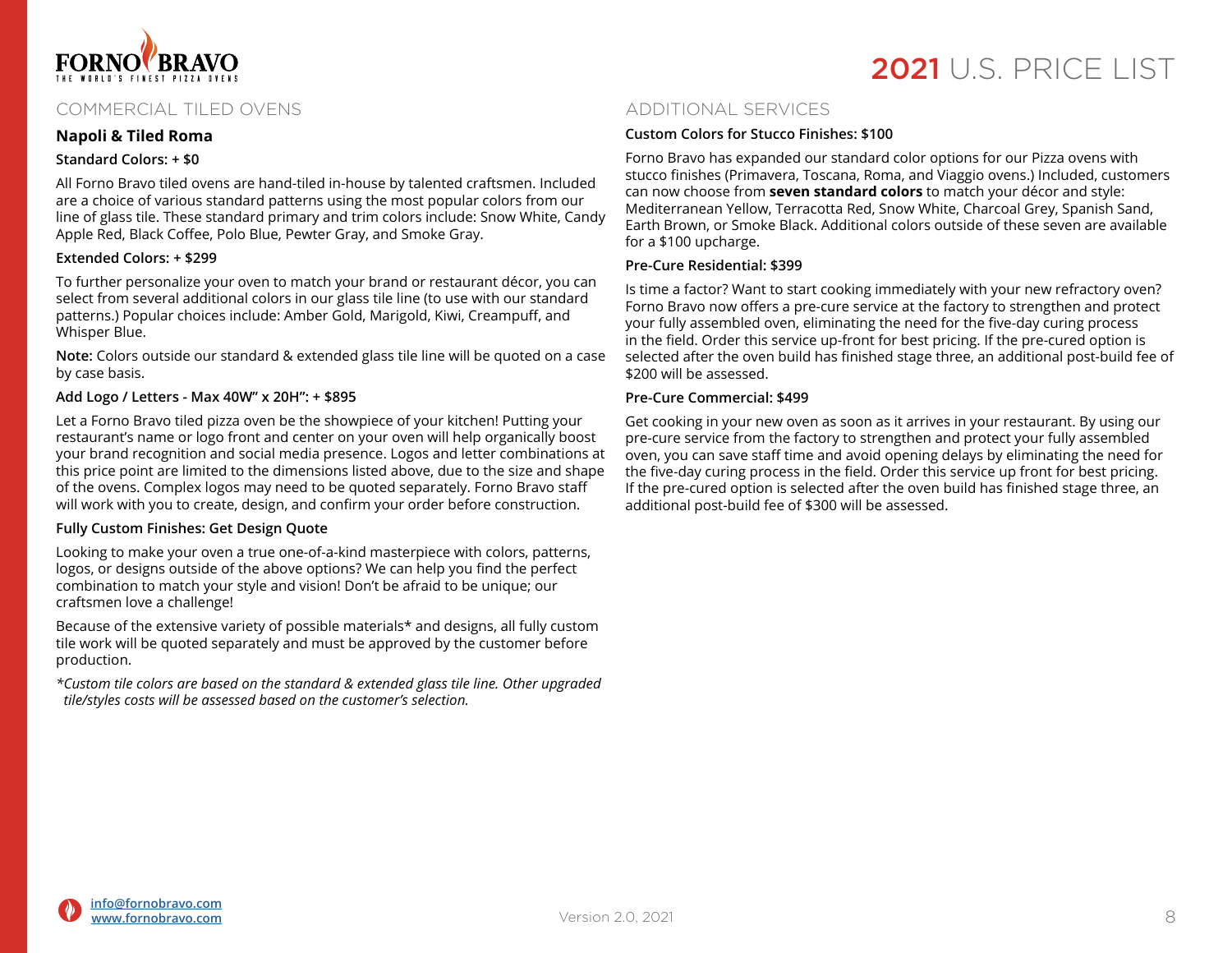# 2021 U.S. PRICE LIST

## COMMERCIAL TILED OVENS

### Napoli & Tiled Roma

**Standard Colors: + $0**

All Forno Bravo tiled ovens are hand-tiled in-house by talented craftsmen. Included are a choice of various standard patterns using the most popular colors from our line of glass tile. These standard primary and trim colors include: Snow White, Candy Apple Red, Black Coffee, Polo Blue, Pewter Gray, and Smoke Gray.

**Extended Colors: + $299**

To further personalize your oven to match your brand or restaurant décor, you can select from several additional colors in our glass tile line (to use with our standard patterns.) Popular choices include: Amber Gold, Marigold, Kiwi, Creampuff, and Whisper Blue.

**Note:** Colors outside our standard & extended glass tile line will be quoted on a case by case basis.

**Add Logo / Letters - Max 40W" x 20H": + $895**

Let a Forno Bravo tiled pizza oven be the showpiece of your kitchen! Putting your restaurant's name or logo front and center on your oven will help organically boost your brand recognition and social media presence. Logos and letter combinations at this price point are limited to the dimensions listed above, due to the size and shape of the ovens. Complex logos may need to be quoted separately. Forno Bravo staff will work with you to create, design, and confirm your order before construction.

**Fully Custom Finishes: Get Design Quote**

Looking to make your oven a true one-of-a-kind masterpiece with colors, patterns, logos, or designs outside of the above options? We can help you find the perfect combination to match your style and vision! Don't be afraid to be unique; our craftsmen love a challenge!

Because of the extensive variety of possible materials* and designs, all fully custom tile work will be quoted separately and must be approved by the customer before production.

*\*Custom tile colors are based on the standard & extended glass tile line. Other upgraded tile/styles costs will be assessed based on the customer's selection.*

## ADDITIONAL SERVICES

**Custom Colors for Stucco Finishes: $100**

Forno Bravo has expanded our standard color options for our Pizza ovens with stucco finishes (Primavera, Toscana, Roma, and Viaggio ovens.) Included, customers can now choose from **seven standard colors** to match your décor and style: Mediterranean Yellow, Terracotta Red, Snow White, Charcoal Grey, Spanish Sand, Earth Brown, or Smoke Black. Additional colors outside of these seven are available for a $100 upcharge.

**Pre-Cure Residential: $399**

Is time a factor? Want to start cooking immediately with your new refractory oven? Forno Bravo now offers a pre-cure service at the factory to strengthen and protect your fully assembled oven, eliminating the need for the five-day curing process in the field. Order this service up-front for best pricing. If the pre-cured option is selected after the oven build has finished stage three, an additional post-build fee of $200 will be assessed.

**Pre-Cure Commercial: $499**

Get cooking in your new oven as soon as it arrives in your restaurant. By using our pre-cure service from the factory to strengthen and protect your fully assembled oven, you can save staff time and avoid opening delays by eliminating the need for the five-day curing process in the field. Order this service up front for best pricing. If the pre-cured option is selected after the oven build has finished stage three, an additional post-build fee of $300 will be assessed.

info@fornobravo.com
www.fornobravo.com

Version 2.0, 2021